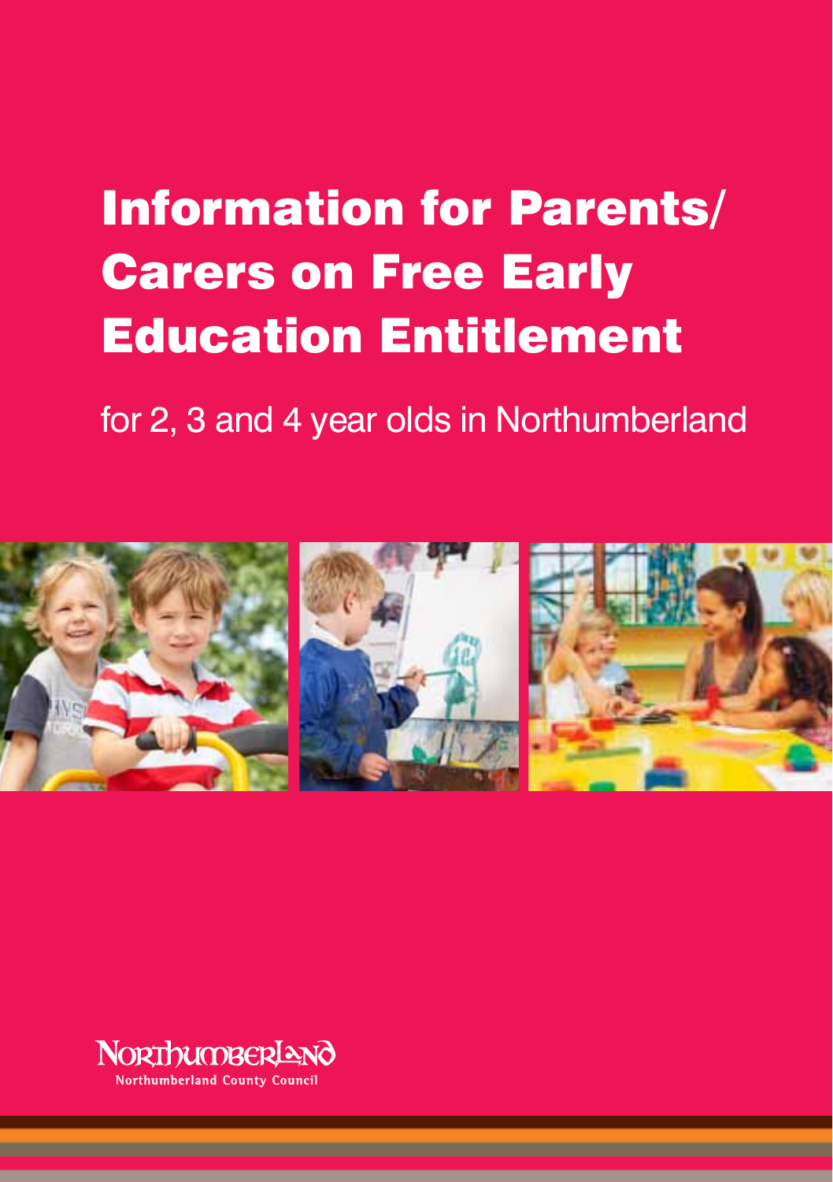# Information for Parents/ Carers on Free Early Education Entitlement

for 2, 3 and 4 year olds in Northumberland

Northumberland County Council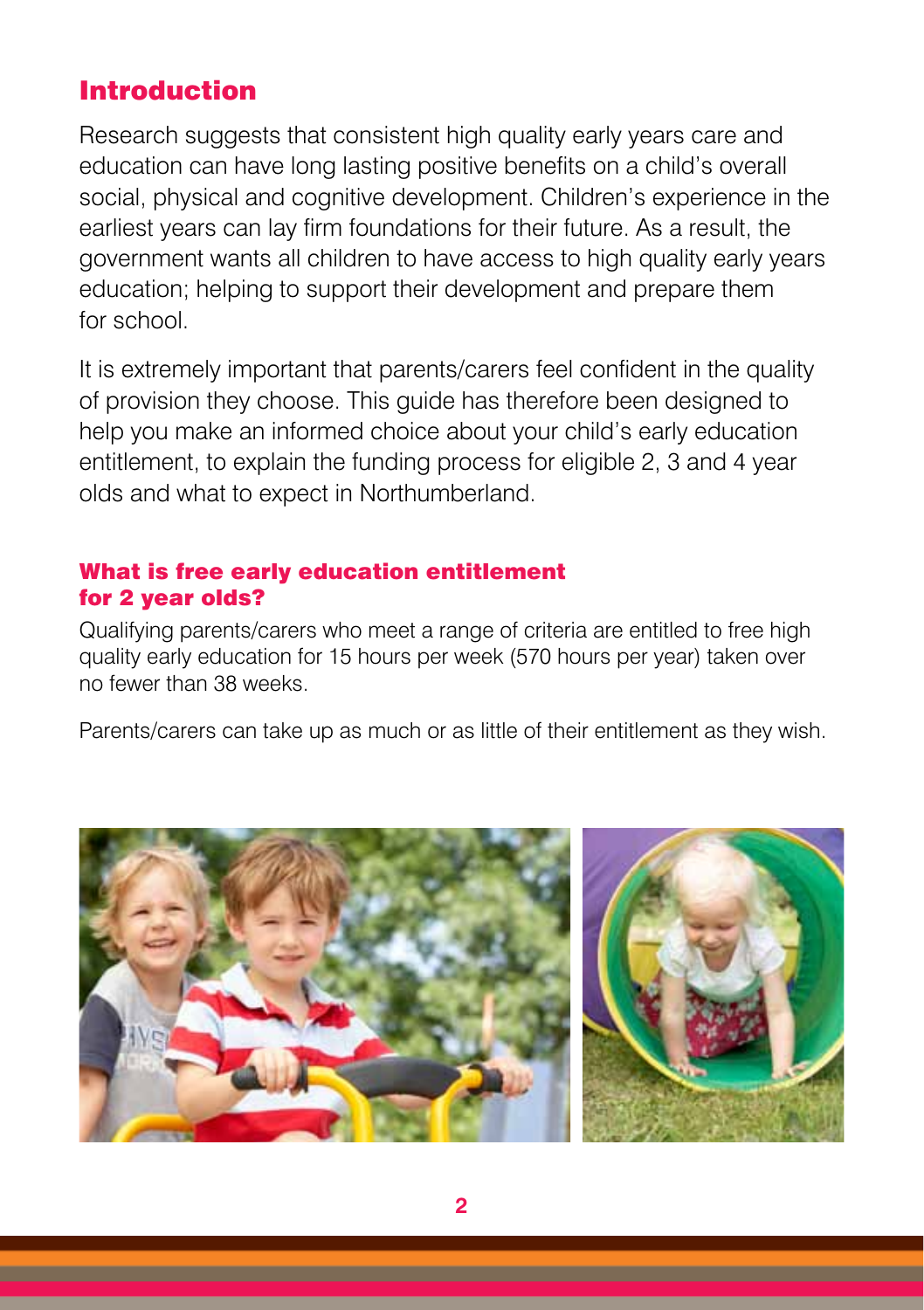# Introduction

Research suggests that consistent high quality early years care and education can have long lasting positive benefits on a child's overall social, physical and cognitive development. Children's experience in the earliest years can lay firm foundations for their future. As a result, the government wants all children to have access to high quality early years education; helping to support their development and prepare them for school.

It is extremely important that parents/carers feel confident in the quality of provision they choose. This guide has therefore been designed to help you make an informed choice about your child's early education entitlement, to explain the funding process for eligible 2, 3 and 4 year olds and what to expect in Northumberland.

### What is free early education entitlement for 2 year olds?

Qualifying parents/carers who meet a range of criteria are entitled to free high quality early education for 15 hours per week (570 hours per year) taken over no fewer than 38 weeks.

Parents/carers can take up as much or as little of their entitlement as they wish.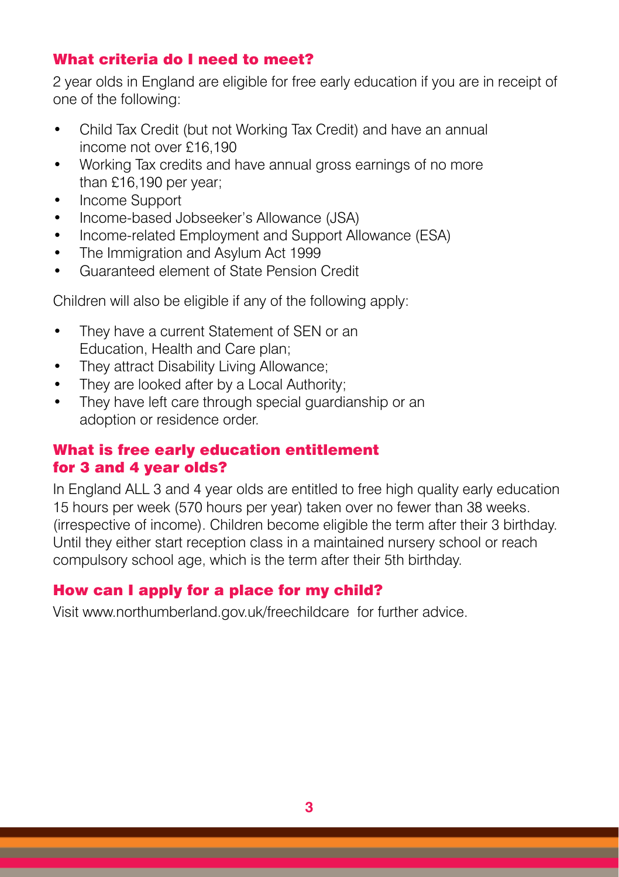## What criteria do I need to meet?

2 year olds in England are eligible for free early education if you are in receipt of one of the following:

- Child Tax Credit (but not Working Tax Credit) and have an annual income not over £16,190
- Working Tax credits and have annual gross earnings of no more than £16,190 per year;
- Income Support
- Income-based Jobseeker's Allowance (JSA)
- Income-related Employment and Support Allowance (ESA)
- The Immigration and Asylum Act 1999
- Guaranteed element of State Pension Credit

Children will also be eligible if any of the following apply:

- They have a current Statement of SEN or an Education, Health and Care plan;
- They attract Disability Living Allowance;
- They are looked after by a Local Authority;
- They have left care through special guardianship or an adoption or residence order.

## What is free early education entitlement for 3 and 4 year olds?

In England ALL 3 and 4 year olds are entitled to free high quality early education 15 hours per week (570 hours per year) taken over no fewer than 38 weeks. (irrespective of income). Children become eligible the term after their 3 birthday. Until they either start reception class in a maintained nursery school or reach compulsory school age, which is the term after their 5th birthday.

## How can I apply for a place for my child?

Visit www.northumberland.gov.uk/freechildcare for further advice.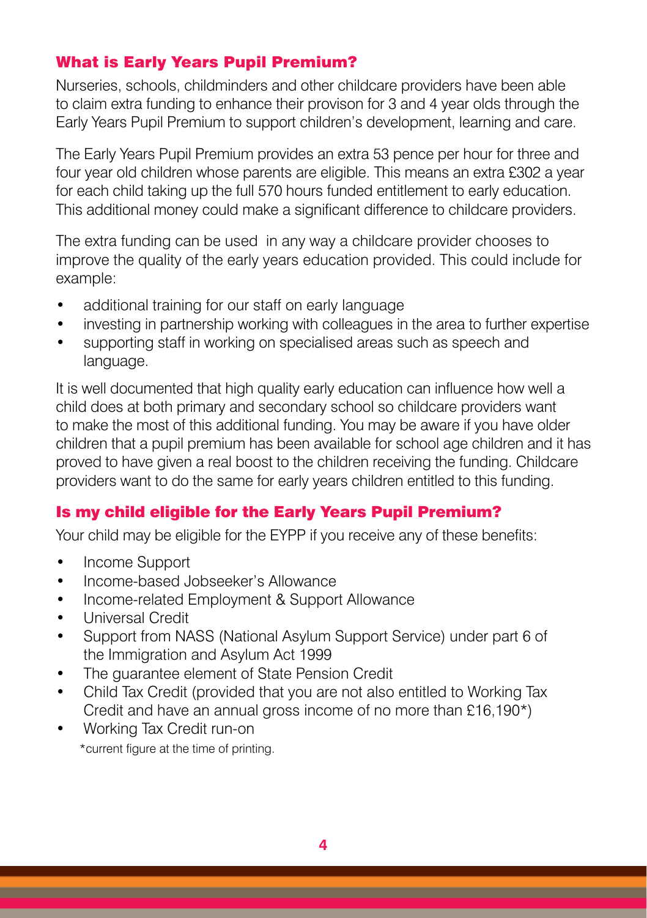## What is Early Years Pupil Premium?

Nurseries, schools, childminders and other childcare providers have been able to claim extra funding to enhance their provison for 3 and 4 year olds through the Early Years Pupil Premium to support children's development, learning and care.

The Early Years Pupil Premium provides an extra 53 pence per hour for three and four year old children whose parents are eligible. This means an extra £302 a year for each child taking up the full 570 hours funded entitlement to early education. This additional money could make a significant difference to childcare providers.

The extra funding can be used in any way a childcare provider chooses to improve the quality of the early years education provided. This could include for example:

- additional training for our staff on early language
- investing in partnership working with colleagues in the area to further expertise
- supporting staff in working on specialised areas such as speech and language.

It is well documented that high quality early education can influence how well a child does at both primary and secondary school so childcare providers want to make the most of this additional funding. You may be aware if you have older children that a pupil premium has been available for school age children and it has proved to have given a real boost to the children receiving the funding. Childcare providers want to do the same for early years children entitled to this funding.

## Is my child eligible for the Early Years Pupil Premium?

Your child may be eligible for the EYPP if you receive any of these benefits:

- Income Support
- Income-based Jobseeker's Allowance
- Income-related Employment & Support Allowance
- Universal Credit
- Support from NASS (National Asylum Support Service) under part 6 of the Immigration and Asylum Act 1999
- The guarantee element of State Pension Credit
- Child Tax Credit (provided that you are not also entitled to Working Tax Credit and have an annual gross income of no more than £16,190*)
- Working Tax Credit run-on

*current figure at the time of printing.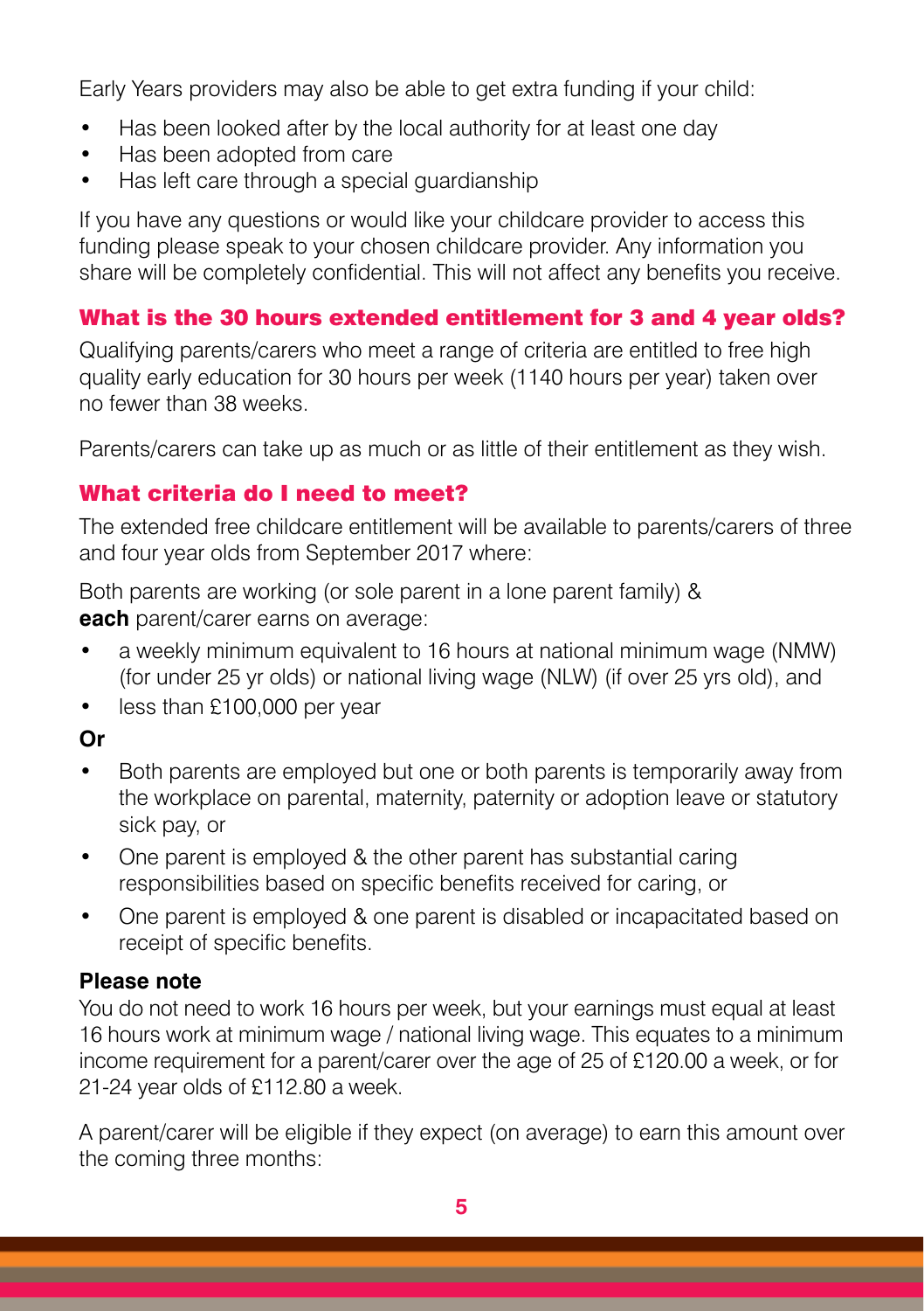Early Years providers may also be able to get extra funding if your child:

- Has been looked after by the local authority for at least one day
- Has been adopted from care
- Has left care through a special guardianship

If you have any questions or would like your childcare provider to access this funding please speak to your chosen childcare provider. Any information you share will be completely confidential. This will not affect any benefits you receive.

## What is the 30 hours extended entitlement for 3 and 4 year olds?

Qualifying parents/carers who meet a range of criteria are entitled to free high quality early education for 30 hours per week (1140 hours per year) taken over no fewer than 38 weeks.

Parents/carers can take up as much or as little of their entitlement as they wish.

## What criteria do I need to meet?

The extended free childcare entitlement will be available to parents/carers of three and four year olds from September 2017 where:

Both parents are working (or sole parent in a lone parent family) & **each** parent/carer earns on average:

- a weekly minimum equivalent to 16 hours at national minimum wage (NMW) (for under 25 yr olds) or national living wage (NLW) (if over 25 yrs old), and
- less than £100,000 per year

**Or**

- Both parents are employed but one or both parents is temporarily away from the workplace on parental, maternity, paternity or adoption leave or statutory sick pay, or
- One parent is employed & the other parent has substantial caring responsibilities based on specific benefits received for caring, or
- One parent is employed & one parent is disabled or incapacitated based on receipt of specific benefits.

**Please note**

You do not need to work 16 hours per week, but your earnings must equal at least 16 hours work at minimum wage / national living wage. This equates to a minimum income requirement for a parent/carer over the age of 25 of £120.00 a week, or for 21-24 year olds of £112.80 a week.

A parent/carer will be eligible if they expect (on average) to earn this amount over the coming three months: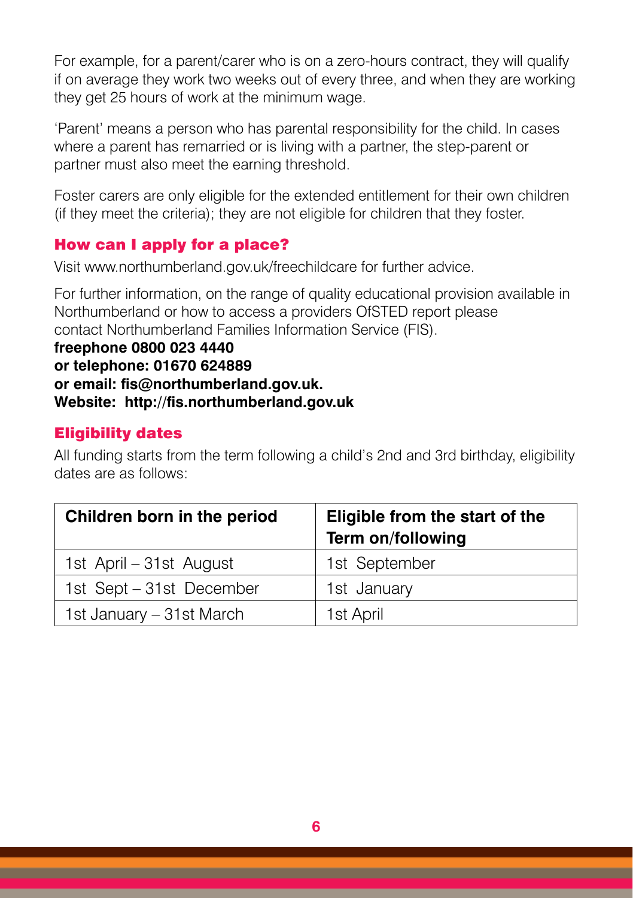For example, for a parent/carer who is on a zero-hours contract, they will qualify if on average they work two weeks out of every three, and when they are working they get 25 hours of work at the minimum wage.

'Parent' means a person who has parental responsibility for the child. In cases where a parent has remarried or is living with a partner, the step-parent or partner must also meet the earning threshold.

Foster carers are only eligible for the extended entitlement for their own children (if they meet the criteria); they are not eligible for children that they foster.

## How can I apply for a place?

Visit www.northumberland.gov.uk/freechildcare for further advice.

For further information, on the range of quality educational provision available in Northumberland or how to access a providers OfSTED report please contact Northumberland Families Information Service (FIS).

**freephone 0800 023 4440**
**or telephone: 01670 624889**
**or email: fis@northumberland.gov.uk.**
**Website: http://fis.northumberland.gov.uk**

## Eligibility dates

All funding starts from the term following a child's 2nd and 3rd birthday, eligibility dates are as follows:

| Children born in the period | Eligible from the start of the Term on/following |
|---|---|
| 1st April – 31st August | 1st September |
| 1st Sept – 31st December | 1st January |
| 1st January – 31st March | 1st April |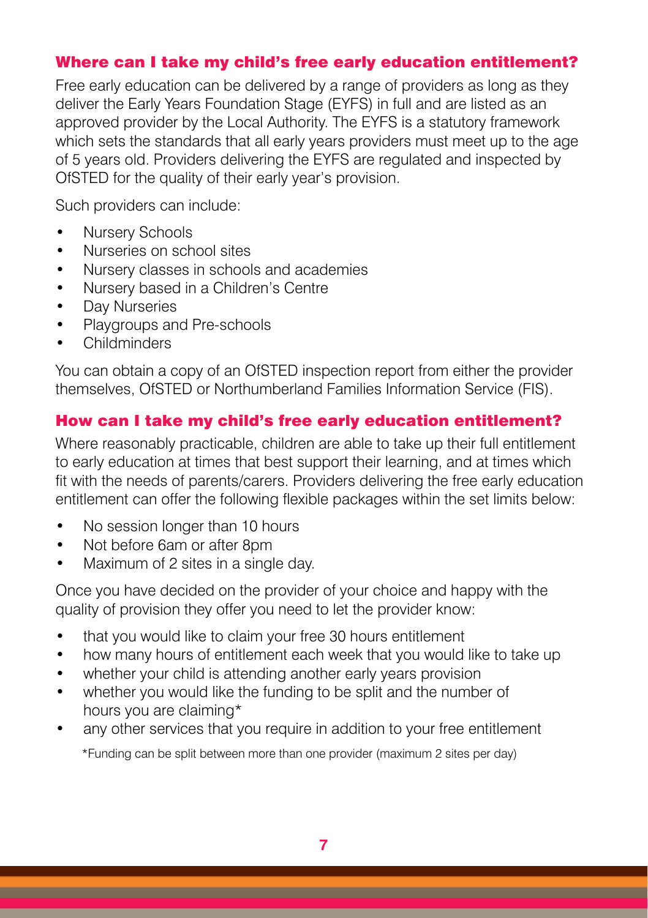## Where can I take my child's free early education entitlement?

Free early education can be delivered by a range of providers as long as they deliver the Early Years Foundation Stage (EYFS) in full and are listed as an approved provider by the Local Authority. The EYFS is a statutory framework which sets the standards that all early years providers must meet up to the age of 5 years old. Providers delivering the EYFS are regulated and inspected by OfSTED for the quality of their early year's provision.

Such providers can include:

- Nursery Schools
- Nurseries on school sites
- Nursery classes in schools and academies
- Nursery based in a Children's Centre
- Day Nurseries
- Playgroups and Pre-schools
- Childminders

You can obtain a copy of an OfSTED inspection report from either the provider themselves, OfSTED or Northumberland Families Information Service (FIS).

## How can I take my child's free early education entitlement?

Where reasonably practicable, children are able to take up their full entitlement to early education at times that best support their learning, and at times which fit with the needs of parents/carers. Providers delivering the free early education entitlement can offer the following flexible packages within the set limits below:

- No session longer than 10 hours
- Not before 6am or after 8pm
- Maximum of 2 sites in a single day.

Once you have decided on the provider of your choice and happy with the quality of provision they offer you need to let the provider know:

- that you would like to claim your free 30 hours entitlement
- how many hours of entitlement each week that you would like to take up
- whether your child is attending another early years provision
- whether you would like the funding to be split and the number of hours you are claiming*
- any other services that you require in addition to your free entitlement

*Funding can be split between more than one provider (maximum 2 sites per day)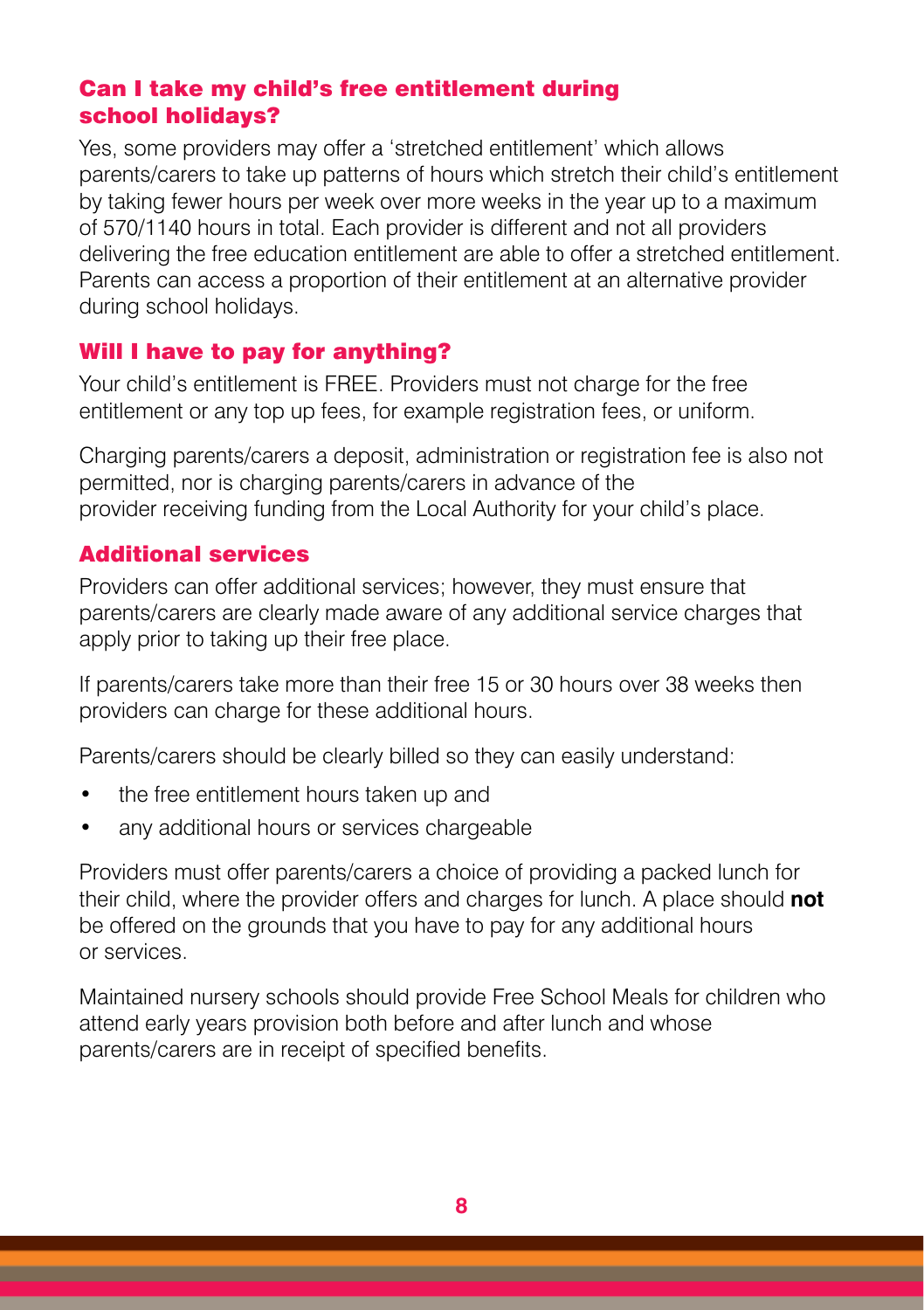## Can I take my child's free entitlement during school holidays?

Yes, some providers may offer a 'stretched entitlement' which allows parents/carers to take up patterns of hours which stretch their child's entitlement by taking fewer hours per week over more weeks in the year up to a maximum of 570/1140 hours in total. Each provider is different and not all providers delivering the free education entitlement are able to offer a stretched entitlement. Parents can access a proportion of their entitlement at an alternative provider during school holidays.

## Will I have to pay for anything?

Your child's entitlement is FREE. Providers must not charge for the free entitlement or any top up fees, for example registration fees, or uniform.

Charging parents/carers a deposit, administration or registration fee is also not permitted, nor is charging parents/carers in advance of the provider receiving funding from the Local Authority for your child's place.

## Additional services

Providers can offer additional services; however, they must ensure that parents/carers are clearly made aware of any additional service charges that apply prior to taking up their free place.

If parents/carers take more than their free 15 or 30 hours over 38 weeks then providers can charge for these additional hours.

Parents/carers should be clearly billed so they can easily understand:

- the free entitlement hours taken up and
- any additional hours or services chargeable

Providers must offer parents/carers a choice of providing a packed lunch for their child, where the provider offers and charges for lunch. A place should **not** be offered on the grounds that you have to pay for any additional hours or services.

Maintained nursery schools should provide Free School Meals for children who attend early years provision both before and after lunch and whose parents/carers are in receipt of specified benefits.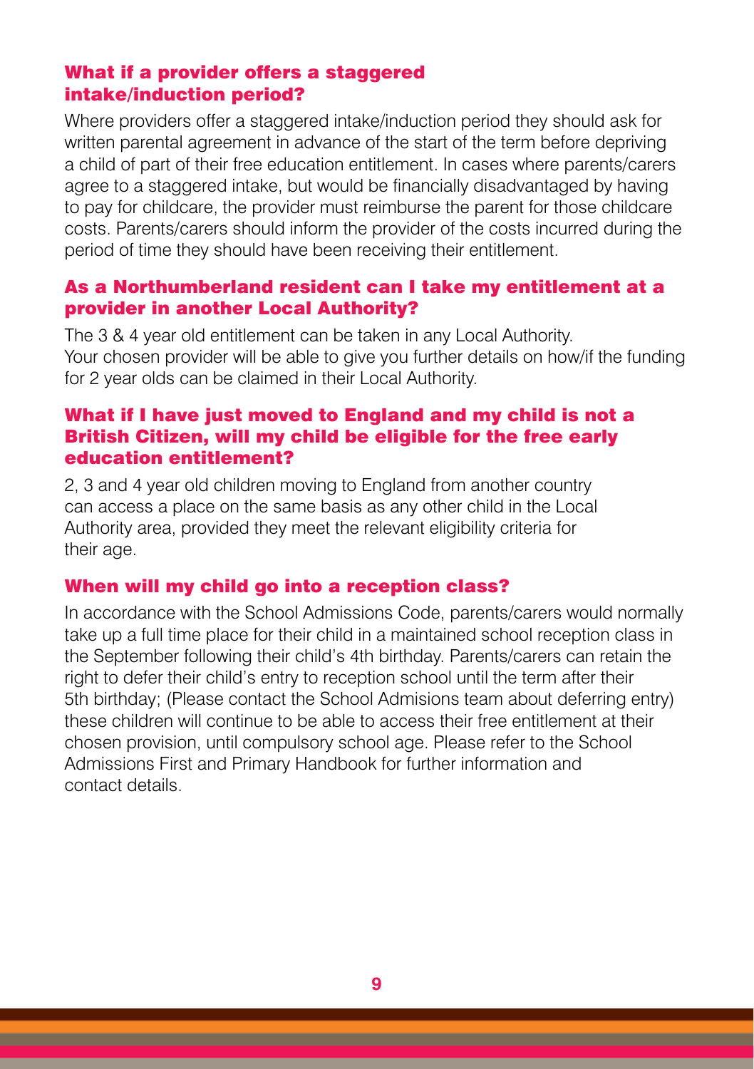### What if a provider offers a staggered intake/induction period?

Where providers offer a staggered intake/induction period they should ask for written parental agreement in advance of the start of the term before depriving a child of part of their free education entitlement. In cases where parents/carers agree to a staggered intake, but would be financially disadvantaged by having to pay for childcare, the provider must reimburse the parent for those childcare costs. Parents/carers should inform the provider of the costs incurred during the period of time they should have been receiving their entitlement.

### As a Northumberland resident can I take my entitlement at a provider in another Local Authority?

The 3 & 4 year old entitlement can be taken in any Local Authority. Your chosen provider will be able to give you further details on how/if the funding for 2 year olds can be claimed in their Local Authority.

### What if I have just moved to England and my child is not a British Citizen, will my child be eligible for the free early education entitlement?

2, 3 and 4 year old children moving to England from another country can access a place on the same basis as any other child in the Local Authority area, provided they meet the relevant eligibility criteria for their age.

### When will my child go into a reception class?

In accordance with the School Admissions Code, parents/carers would normally take up a full time place for their child in a maintained school reception class in the September following their child's 4th birthday. Parents/carers can retain the right to defer their child's entry to reception school until the term after their 5th birthday; (Please contact the School Admisions team about deferring entry) these children will continue to be able to access their free entitlement at their chosen provision, until compulsory school age. Please refer to the School Admissions First and Primary Handbook for further information and contact details.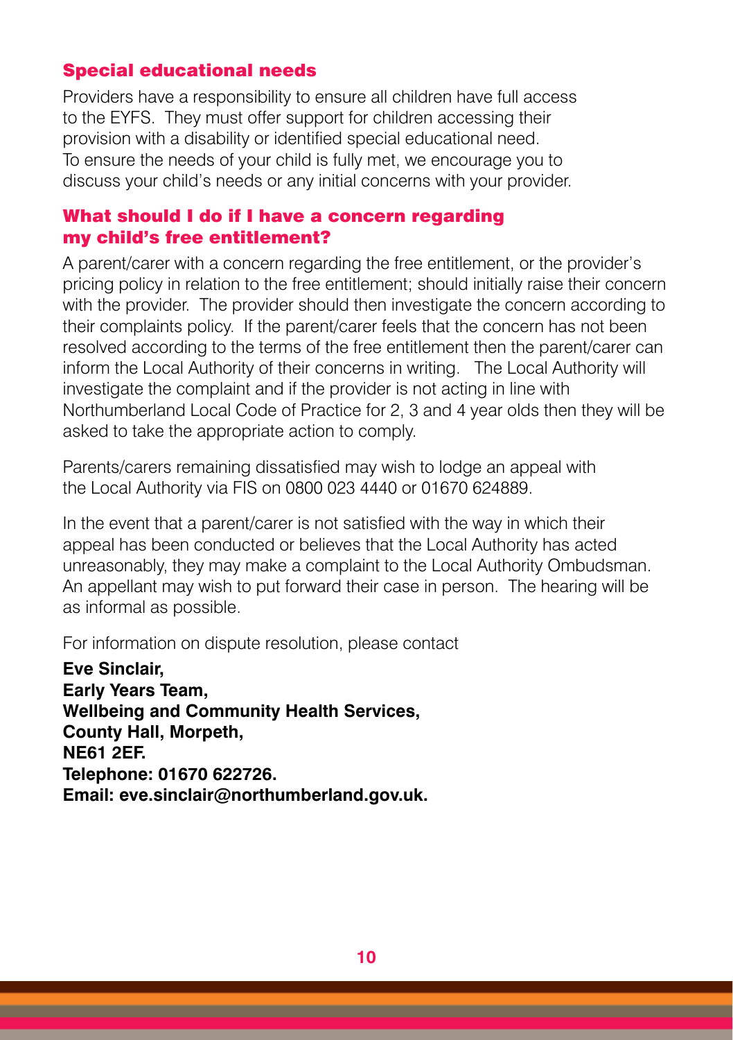## Special educational needs

Providers have a responsibility to ensure all children have full access to the EYFS. They must offer support for children accessing their provision with a disability or identified special educational need. To ensure the needs of your child is fully met, we encourage you to discuss your child's needs or any initial concerns with your provider.

## What should I do if I have a concern regarding my child's free entitlement?

A parent/carer with a concern regarding the free entitlement, or the provider's pricing policy in relation to the free entitlement; should initially raise their concern with the provider. The provider should then investigate the concern according to their complaints policy. If the parent/carer feels that the concern has not been resolved according to the terms of the free entitlement then the parent/carer can inform the Local Authority of their concerns in writing. The Local Authority will investigate the complaint and if the provider is not acting in line with Northumberland Local Code of Practice for 2, 3 and 4 year olds then they will be asked to take the appropriate action to comply.

Parents/carers remaining dissatisfied may wish to lodge an appeal with the Local Authority via FIS on 0800 023 4440 or 01670 624889.

In the event that a parent/carer is not satisfied with the way in which their appeal has been conducted or believes that the Local Authority has acted unreasonably, they may make a complaint to the Local Authority Ombudsman. An appellant may wish to put forward their case in person. The hearing will be as informal as possible.

For information on dispute resolution, please contact

**Eve Sinclair,**
**Early Years Team,**
**Wellbeing and Community Health Services,**
**County Hall, Morpeth,**
**NE61 2EF.**
**Telephone: 01670 622726.**
**Email: eve.sinclair@northumberland.gov.uk.**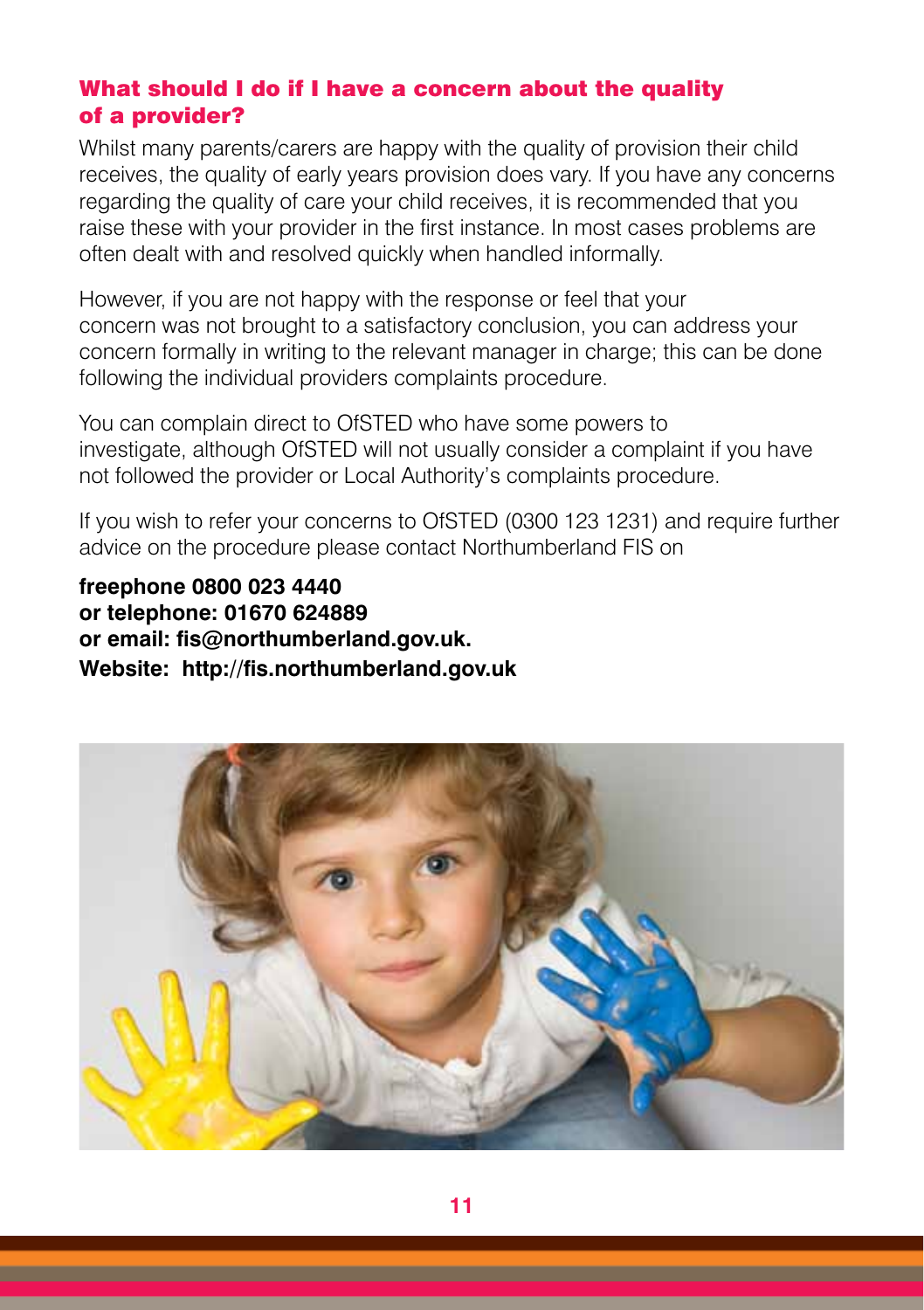## What should I do if I have a concern about the quality of a provider?

Whilst many parents/carers are happy with the quality of provision their child receives, the quality of early years provision does vary. If you have any concerns regarding the quality of care your child receives, it is recommended that you raise these with your provider in the first instance. In most cases problems are often dealt with and resolved quickly when handled informally.

However, if you are not happy with the response or feel that your concern was not brought to a satisfactory conclusion, you can address your concern formally in writing to the relevant manager in charge; this can be done following the individual providers complaints procedure.

You can complain direct to OfSTED who have some powers to investigate, although OfSTED will not usually consider a complaint if you have not followed the provider or Local Authority's complaints procedure.

If you wish to refer your concerns to OfSTED (0300 123 1231) and require further advice on the procedure please contact Northumberland FIS on

**freephone 0800 023 4440**
**or telephone: 01670 624889**
**or email: fis@northumberland.gov.uk.**
**Website: http://fis.northumberland.gov.uk**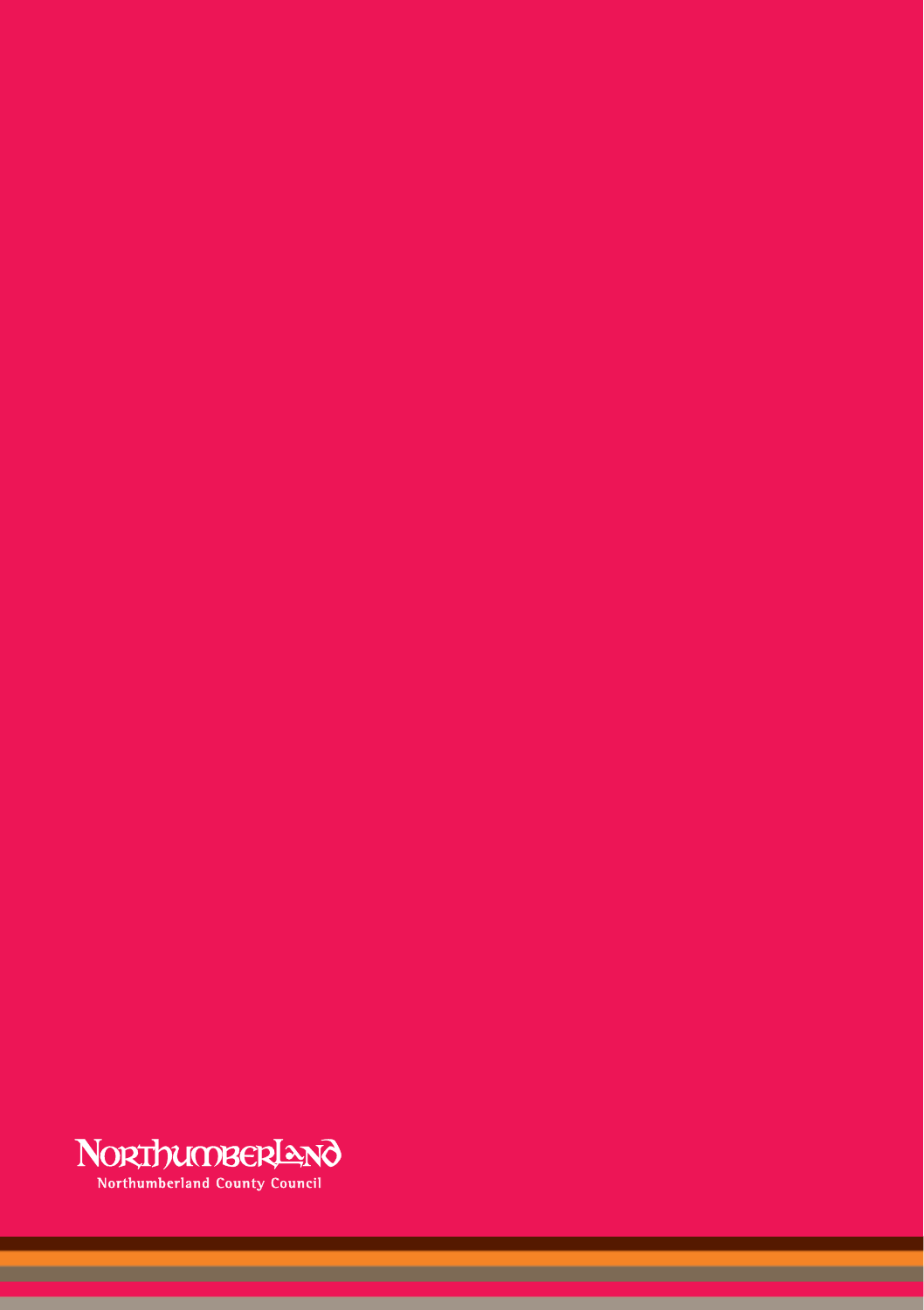Northumberland

Northumberland County Council